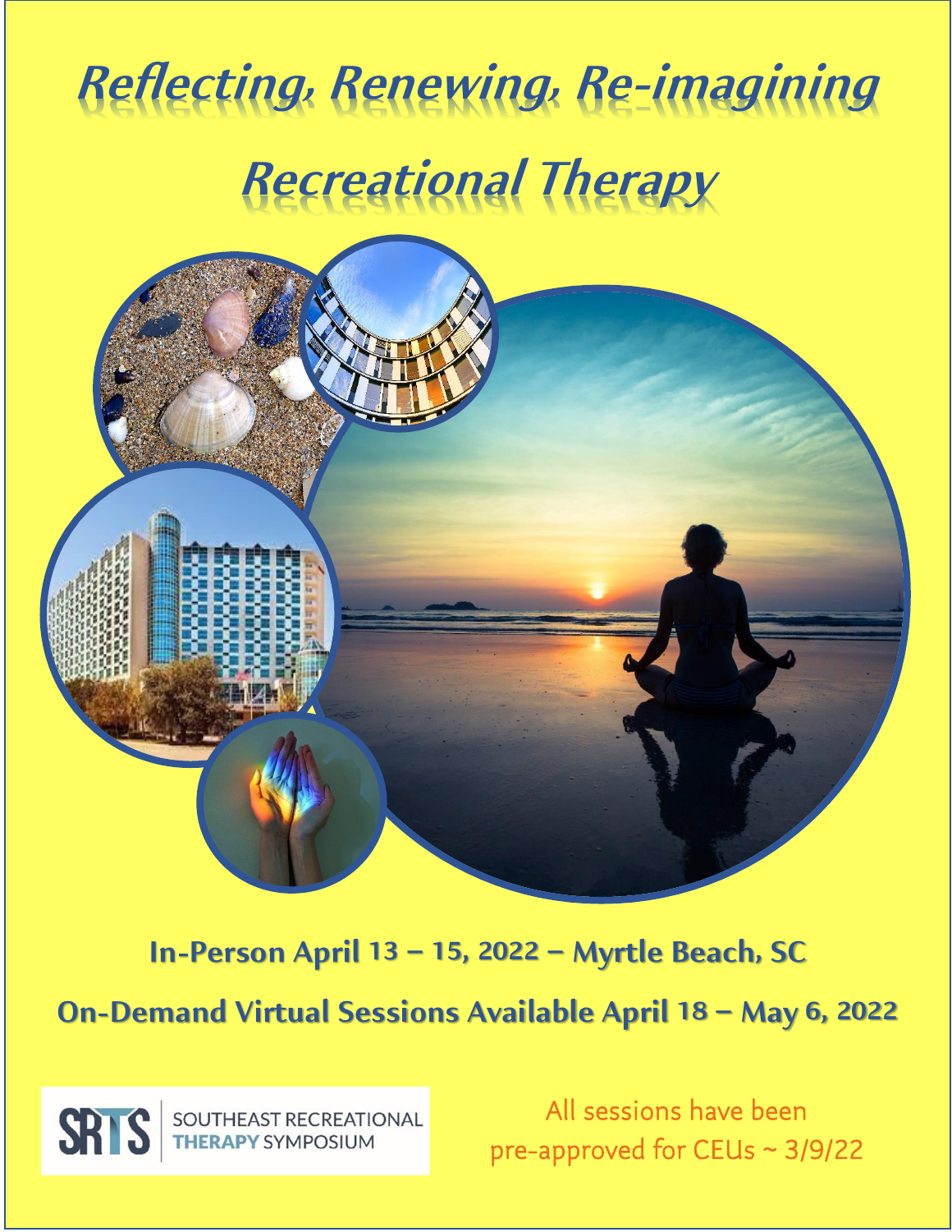# *Reflecting, Renewing, Re-imagining*

# *Recreational Therapy*

**In-Person April 13 – 15, 2022 – Myrtle Beach, SC**

**On-Demand Virtual Sessions Available April 18 – May 6, 2022**

SRTS SOUTHEAST RECREATIONAL THERAPY SYMPOSIUM

All sessions have been pre-approved for CEUs ~ 3/9/22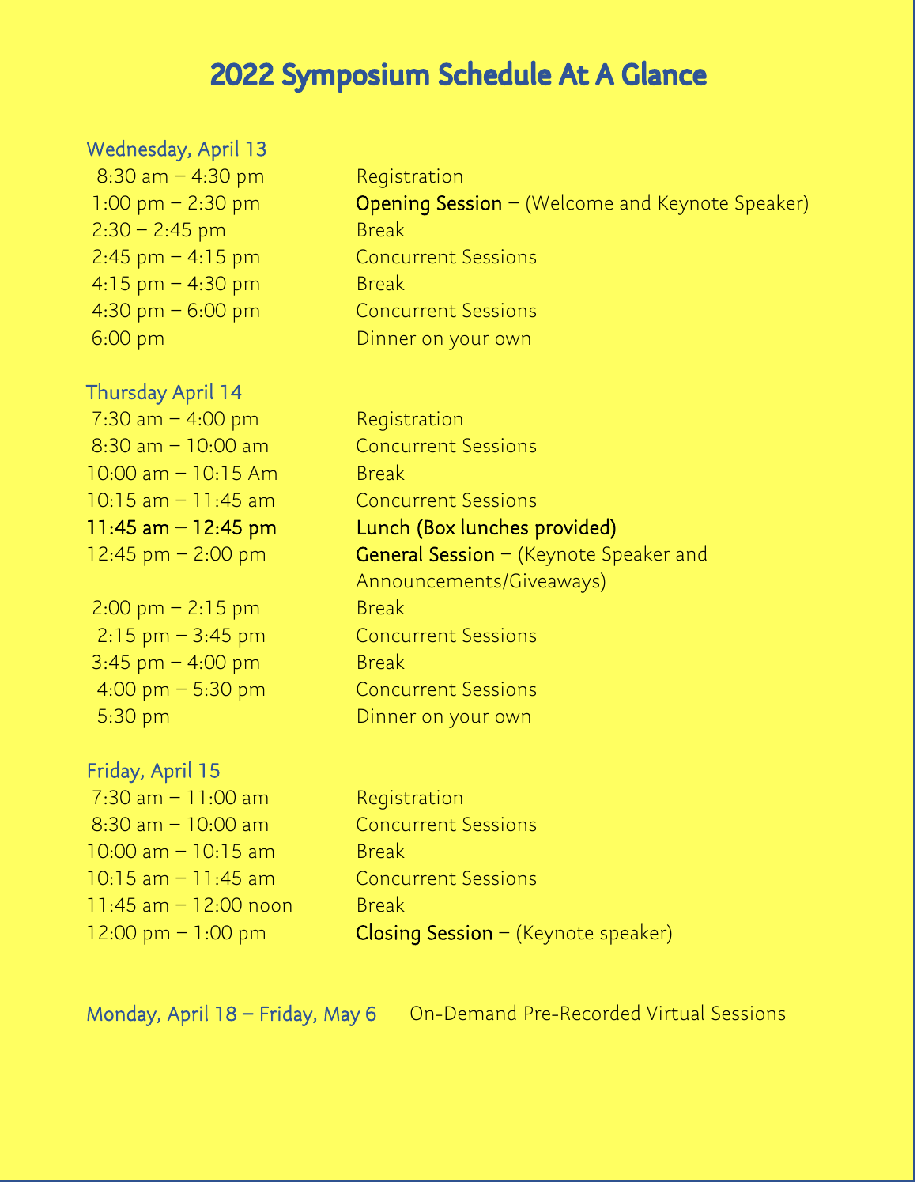# 2022 Symposium Schedule At A Glance

## Wednesday, April 13

| | |
|---|---|
| 8:30 am – 4:30 pm | Registration |
| 1:00 pm – 2:30 pm | **Opening Session** – (Welcome and Keynote Speaker) |
| 2:30 – 2:45 pm | Break |
| 2:45 pm – 4:15 pm | Concurrent Sessions |
| 4:15 pm – 4:30 pm | Break |
| 4:30 pm – 6:00 pm | Concurrent Sessions |
| 6:00 pm | Dinner on your own |

## Thursday April 14

| | |
|---|---|
| 7:30 am – 4:00 pm | Registration |
| 8:30 am – 10:00 am | Concurrent Sessions |
| 10:00 am – 10:15 Am | Break |
| 10:15 am – 11:45 am | Concurrent Sessions |
| **11:45 am – 12:45 pm** | **Lunch (Box lunches provided)** |
| 12:45 pm – 2:00 pm | **General Session** – (Keynote Speaker and Announcements/Giveaways) |
| 2:00 pm – 2:15 pm | Break |
| 2:15 pm – 3:45 pm | Concurrent Sessions |
| 3:45 pm – 4:00 pm | Break |
| 4:00 pm – 5:30 pm | Concurrent Sessions |
| 5:30 pm | Dinner on your own |

## Friday, April 15

| | |
|---|---|
| 7:30 am – 11:00 am | Registration |
| 8:30 am – 10:00 am | Concurrent Sessions |
| 10:00 am – 10:15 am | Break |
| 10:15 am – 11:45 am | Concurrent Sessions |
| 11:45 am – 12:00 noon | Break |
| 12:00 pm – 1:00 pm | **Closing Session** – (Keynote speaker) |

**Monday, April 18 – Friday, May 6** On-Demand Pre-Recorded Virtual Sessions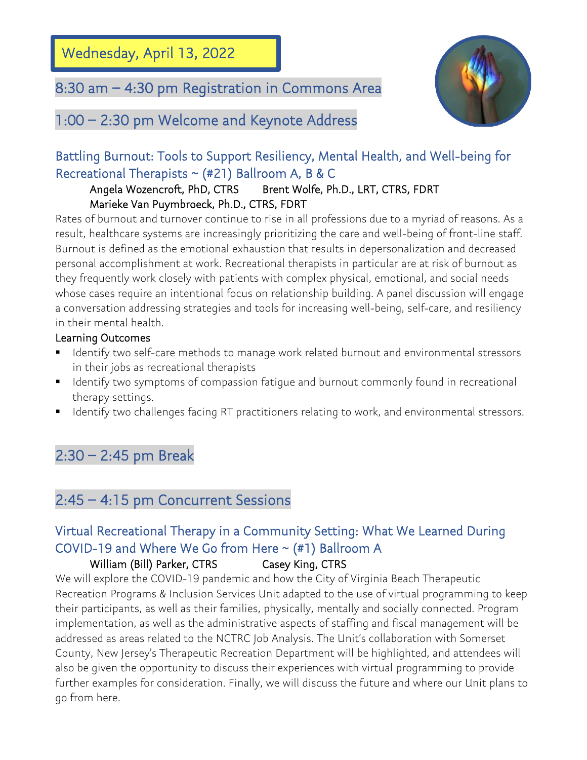# Wednesday, April 13, 2022

## 8:30 am – 4:30 pm Registration in Commons Area

## 1:00 – 2:30 pm Welcome and Keynote Address

### Battling Burnout: Tools to Support Resiliency, Mental Health, and Well-being for Recreational Therapists ~ (#21) Ballroom A, B & C

Angela Wozencroft, PhD, CTRS    Brent Wolfe, Ph.D., LRT, CTRS, FDRT
Marieke Van Puymbroeck, Ph.D., CTRS, FDRT

Rates of burnout and turnover continue to rise in all professions due to a myriad of reasons. As a result, healthcare systems are increasingly prioritizing the care and well-being of front-line staff. Burnout is defined as the emotional exhaustion that results in depersonalization and decreased personal accomplishment at work. Recreational therapists in particular are at risk of burnout as they frequently work closely with patients with complex physical, emotional, and social needs whose cases require an intentional focus on relationship building. A panel discussion will engage a conversation addressing strategies and tools for increasing well-being, self-care, and resiliency in their mental health.

Learning Outcomes

- Identify two self-care methods to manage work related burnout and environmental stressors in their jobs as recreational therapists
- Identify two symptoms of compassion fatigue and burnout commonly found in recreational therapy settings.
- Identify two challenges facing RT practitioners relating to work, and environmental stressors.

## 2:30 – 2:45 pm Break

## 2:45 – 4:15 pm Concurrent Sessions

### Virtual Recreational Therapy in a Community Setting: What We Learned During COVID-19 and Where We Go from Here ~ (#1) Ballroom A

William (Bill) Parker, CTRS    Casey King, CTRS

We will explore the COVID-19 pandemic and how the City of Virginia Beach Therapeutic Recreation Programs & Inclusion Services Unit adapted to the use of virtual programming to keep their participants, as well as their families, physically, mentally and socially connected. Program implementation, as well as the administrative aspects of staffing and fiscal management will be addressed as areas related to the NCTRC Job Analysis. The Unit's collaboration with Somerset County, New Jersey's Therapeutic Recreation Department will be highlighted, and attendees will also be given the opportunity to discuss their experiences with virtual programming to provide further examples for consideration. Finally, we will discuss the future and where our Unit plans to go from here.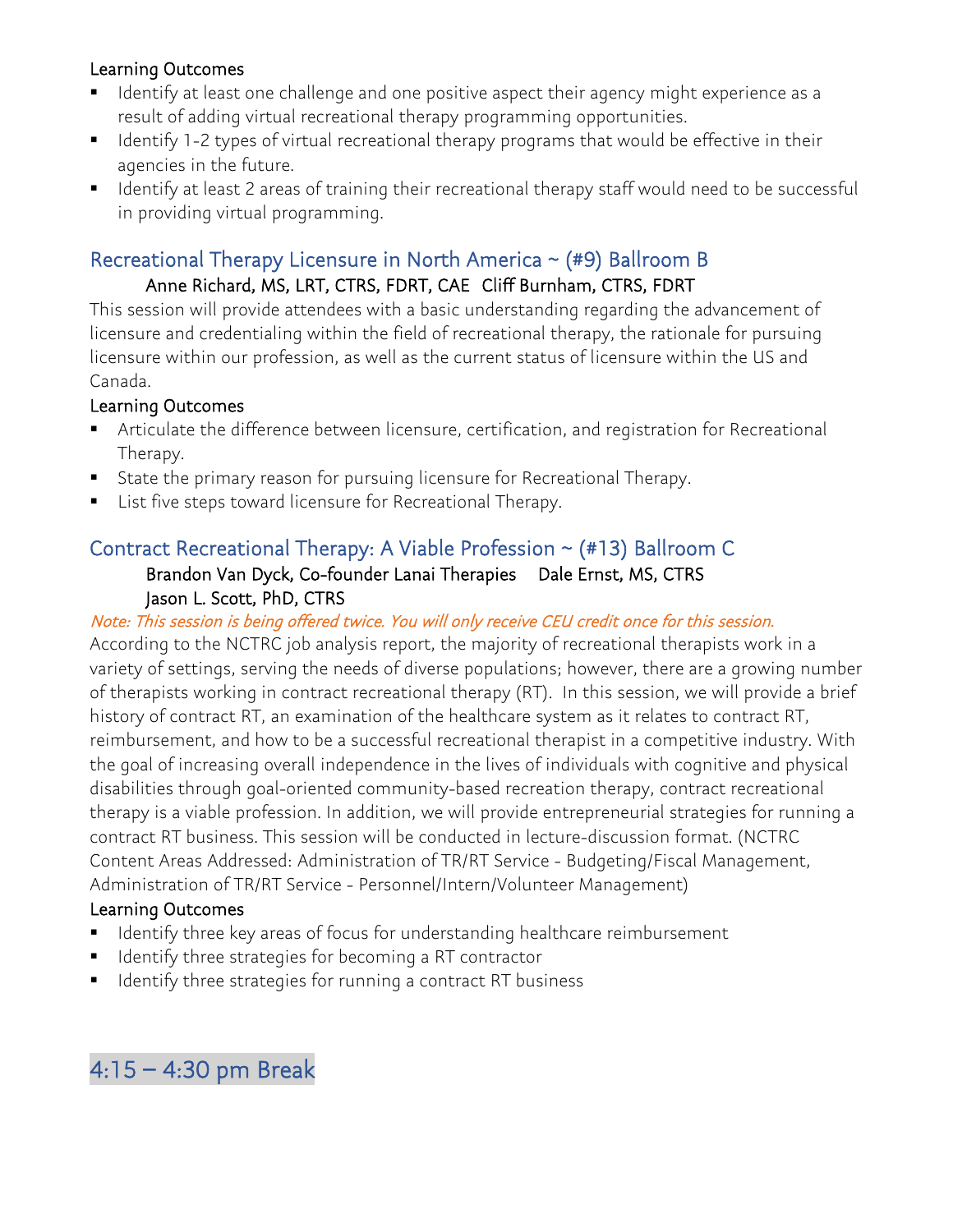**Learning Outcomes**

- Identify at least one challenge and one positive aspect their agency might experience as a result of adding virtual recreational therapy programming opportunities.
- Identify 1-2 types of virtual recreational therapy programs that would be effective in their agencies in the future.
- Identify at least 2 areas of training their recreational therapy staff would need to be successful in providing virtual programming.

## Recreational Therapy Licensure in North America ~ (#9) Ballroom B

Anne Richard, MS, LRT, CTRS, FDRT, CAE   Cliff Burnham, CTRS, FDRT

This session will provide attendees with a basic understanding regarding the advancement of licensure and credentialing within the field of recreational therapy, the rationale for pursuing licensure within our profession, as well as the current status of licensure within the US and Canada.

**Learning Outcomes**

- Articulate the difference between licensure, certification, and registration for Recreational Therapy.
- State the primary reason for pursuing licensure for Recreational Therapy.
- List five steps toward licensure for Recreational Therapy.

## Contract Recreational Therapy: A Viable Profession ~ (#13) Ballroom C

Brandon Van Dyck, Co-founder Lanai Therapies   Dale Ernst, MS, CTRS
Jason L. Scott, PhD, CTRS

*Note: This session is being offered twice. You will only receive CEU credit once for this session.*

According to the NCTRC job analysis report, the majority of recreational therapists work in a variety of settings, serving the needs of diverse populations; however, there are a growing number of therapists working in contract recreational therapy (RT). In this session, we will provide a brief history of contract RT, an examination of the healthcare system as it relates to contract RT, reimbursement, and how to be a successful recreational therapist in a competitive industry. With the goal of increasing overall independence in the lives of individuals with cognitive and physical disabilities through goal-oriented community-based recreation therapy, contract recreational therapy is a viable profession. In addition, we will provide entrepreneurial strategies for running a contract RT business. This session will be conducted in lecture-discussion format. (NCTRC Content Areas Addressed: Administration of TR/RT Service - Budgeting/Fiscal Management, Administration of TR/RT Service - Personnel/Intern/Volunteer Management)

**Learning Outcomes**

- Identify three key areas of focus for understanding healthcare reimbursement
- Identify three strategies for becoming a RT contractor
- Identify three strategies for running a contract RT business

## 4:15 – 4:30 pm Break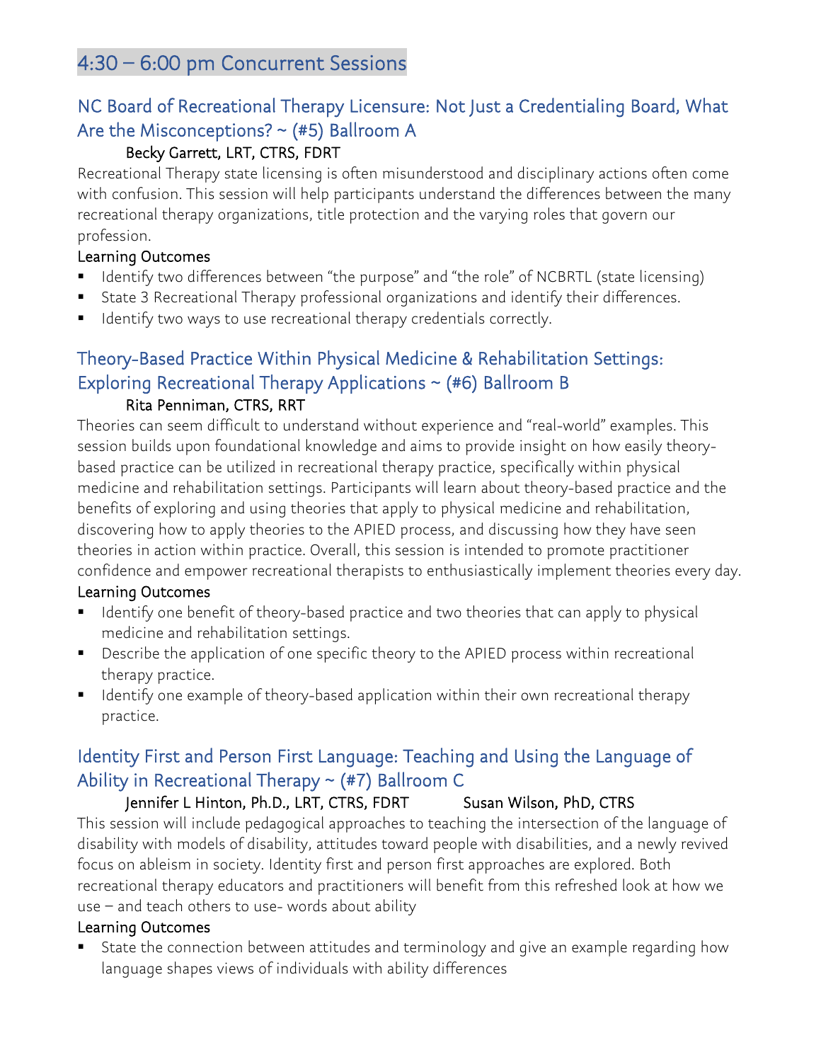## 4:30 – 6:00 pm Concurrent Sessions

### NC Board of Recreational Therapy Licensure: Not Just a Credentialing Board, What Are the Misconceptions? ~ (#5) Ballroom A

Becky Garrett, LRT, CTRS, FDRT

Recreational Therapy state licensing is often misunderstood and disciplinary actions often come with confusion. This session will help participants understand the differences between the many recreational therapy organizations, title protection and the varying roles that govern our profession.

Learning Outcomes

- Identify two differences between "the purpose" and "the role" of NCBRTL (state licensing)
- State 3 Recreational Therapy professional organizations and identify their differences.
- Identify two ways to use recreational therapy credentials correctly.

### Theory-Based Practice Within Physical Medicine & Rehabilitation Settings: Exploring Recreational Therapy Applications ~ (#6) Ballroom B

Rita Penniman, CTRS, RRT

Theories can seem difficult to understand without experience and "real-world" examples. This session builds upon foundational knowledge and aims to provide insight on how easily theory-based practice can be utilized in recreational therapy practice, specifically within physical medicine and rehabilitation settings. Participants will learn about theory-based practice and the benefits of exploring and using theories that apply to physical medicine and rehabilitation, discovering how to apply theories to the APIED process, and discussing how they have seen theories in action within practice. Overall, this session is intended to promote practitioner confidence and empower recreational therapists to enthusiastically implement theories every day.

Learning Outcomes

- Identify one benefit of theory-based practice and two theories that can apply to physical medicine and rehabilitation settings.
- Describe the application of one specific theory to the APIED process within recreational therapy practice.
- Identify one example of theory-based application within their own recreational therapy practice.

### Identity First and Person First Language: Teaching and Using the Language of Ability in Recreational Therapy ~ (#7) Ballroom C

Jennifer L Hinton, Ph.D., LRT, CTRS, FDRT    Susan Wilson, PhD, CTRS

This session will include pedagogical approaches to teaching the intersection of the language of disability with models of disability, attitudes toward people with disabilities, and a newly revived focus on ableism in society. Identity first and person first approaches are explored. Both recreational therapy educators and practitioners will benefit from this refreshed look at how we use – and teach others to use- words about ability

Learning Outcomes

- State the connection between attitudes and terminology and give an example regarding how language shapes views of individuals with ability differences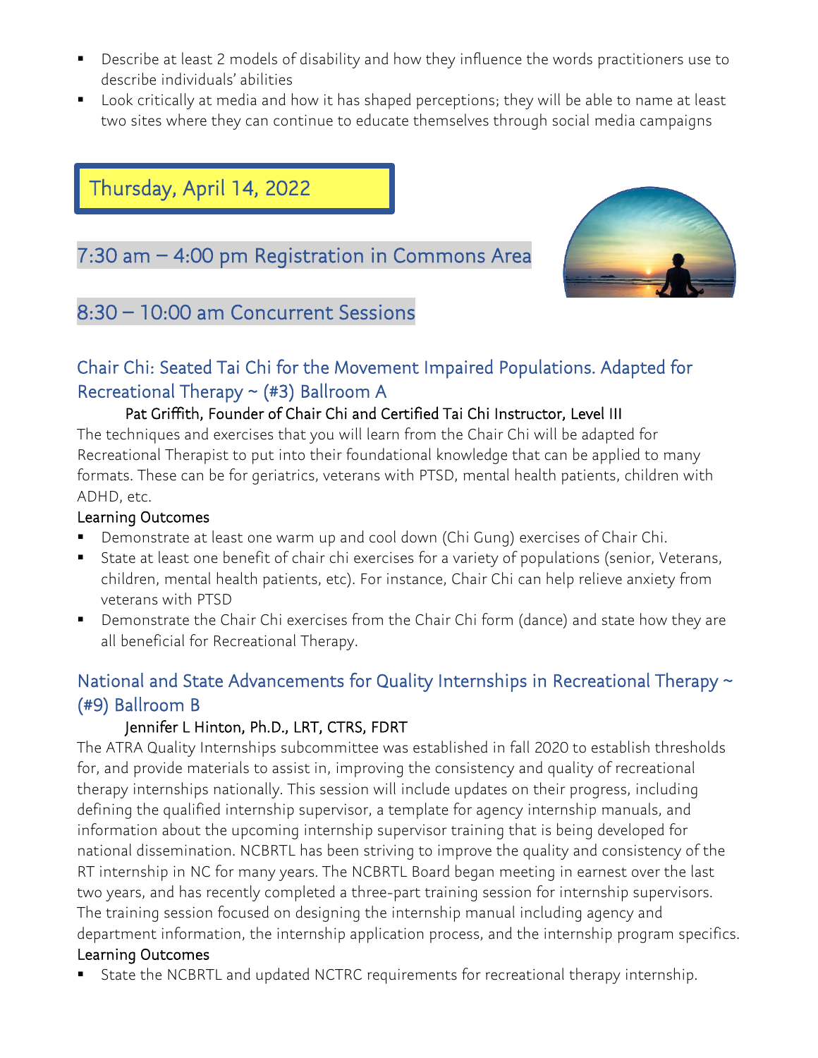- Describe at least 2 models of disability and how they influence the words practitioners use to describe individuals' abilities
- Look critically at media and how it has shaped perceptions; they will be able to name at least two sites where they can continue to educate themselves through social media campaigns

## Thursday, April 14, 2022

### 7:30 am – 4:00 pm Registration in Commons Area

### 8:30 – 10:00 am Concurrent Sessions

#### Chair Chi: Seated Tai Chi for the Movement Impaired Populations. Adapted for Recreational Therapy ~ (#3) Ballroom A

Pat Griffith, Founder of Chair Chi and Certified Tai Chi Instructor, Level III

The techniques and exercises that you will learn from the Chair Chi will be adapted for Recreational Therapist to put into their foundational knowledge that can be applied to many formats. These can be for geriatrics, veterans with PTSD, mental health patients, children with ADHD, etc.

Learning Outcomes

- Demonstrate at least one warm up and cool down (Chi Gung) exercises of Chair Chi.
- State at least one benefit of chair chi exercises for a variety of populations (senior, Veterans, children, mental health patients, etc). For instance, Chair Chi can help relieve anxiety from veterans with PTSD
- Demonstrate the Chair Chi exercises from the Chair Chi form (dance) and state how they are all beneficial for Recreational Therapy.

#### National and State Advancements for Quality Internships in Recreational Therapy ~ (#9) Ballroom B

Jennifer L Hinton, Ph.D., LRT, CTRS, FDRT

The ATRA Quality Internships subcommittee was established in fall 2020 to establish thresholds for, and provide materials to assist in, improving the consistency and quality of recreational therapy internships nationally. This session will include updates on their progress, including defining the qualified internship supervisor, a template for agency internship manuals, and information about the upcoming internship supervisor training that is being developed for national dissemination. NCBRTL has been striving to improve the quality and consistency of the RT internship in NC for many years. The NCBRTL Board began meeting in earnest over the last two years, and has recently completed a three-part training session for internship supervisors. The training session focused on designing the internship manual including agency and department information, the internship application process, and the internship program specifics.

Learning Outcomes

- State the NCBRTL and updated NCTRC requirements for recreational therapy internship.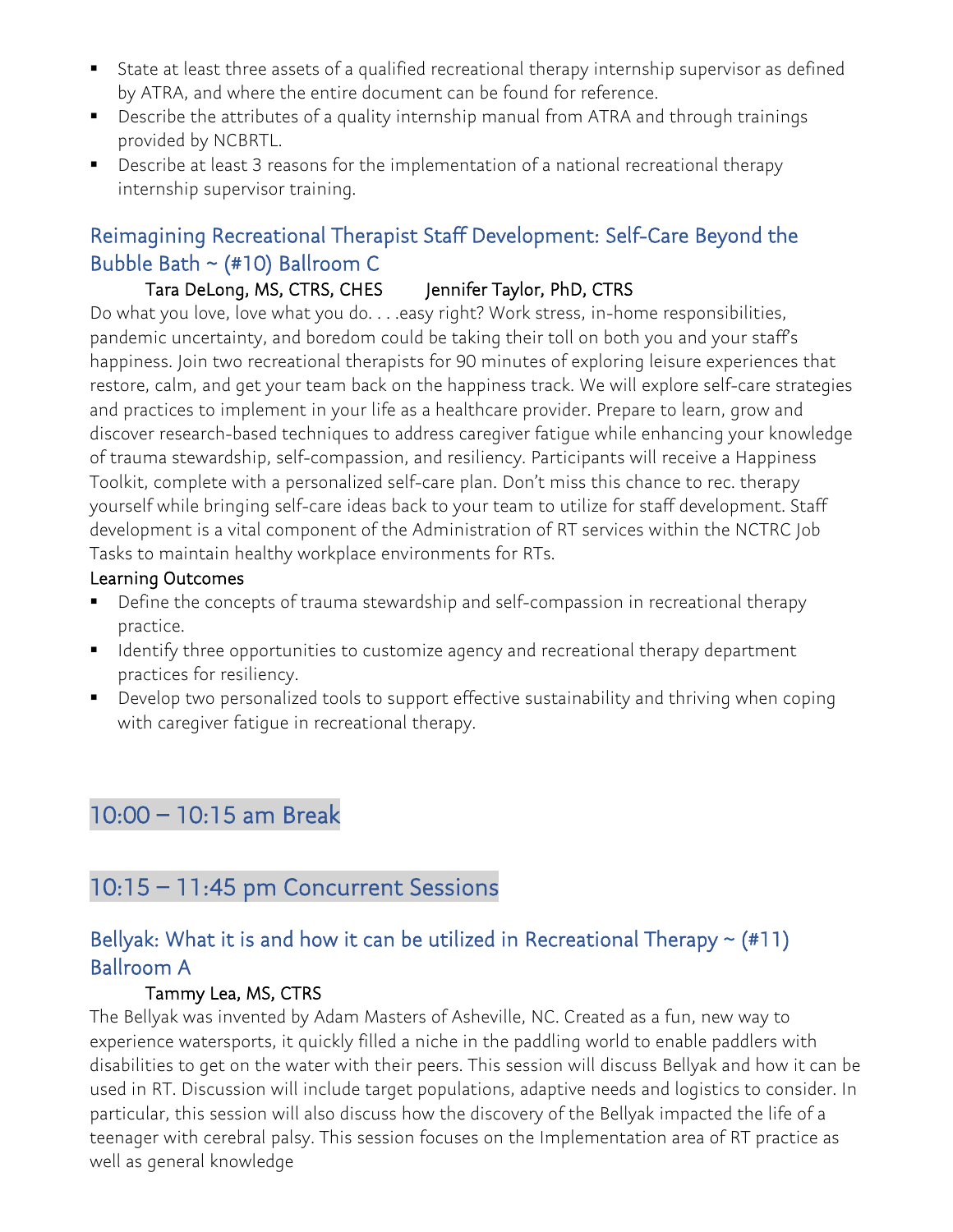- State at least three assets of a qualified recreational therapy internship supervisor as defined by ATRA, and where the entire document can be found for reference.
- Describe the attributes of a quality internship manual from ATRA and through trainings provided by NCBRTL.
- Describe at least 3 reasons for the implementation of a national recreational therapy internship supervisor training.

### Reimagining Recreational Therapist Staff Development: Self-Care Beyond the Bubble Bath ~ (#10) Ballroom C

Tara DeLong, MS, CTRS, CHES    Jennifer Taylor, PhD, CTRS

Do what you love, love what you do. . . .easy right? Work stress, in-home responsibilities, pandemic uncertainty, and boredom could be taking their toll on both you and your staff's happiness. Join two recreational therapists for 90 minutes of exploring leisure experiences that restore, calm, and get your team back on the happiness track. We will explore self-care strategies and practices to implement in your life as a healthcare provider. Prepare to learn, grow and discover research-based techniques to address caregiver fatigue while enhancing your knowledge of trauma stewardship, self-compassion, and resiliency. Participants will receive a Happiness Toolkit, complete with a personalized self-care plan. Don't miss this chance to rec. therapy yourself while bringing self-care ideas back to your team to utilize for staff development. Staff development is a vital component of the Administration of RT services within the NCTRC Job Tasks to maintain healthy workplace environments for RTs.

Learning Outcomes

- Define the concepts of trauma stewardship and self-compassion in recreational therapy practice.
- Identify three opportunities to customize agency and recreational therapy department practices for resiliency.
- Develop two personalized tools to support effective sustainability and thriving when coping with caregiver fatigue in recreational therapy.

## 10:00 – 10:15 am Break

## 10:15 – 11:45 pm Concurrent Sessions

### Bellyak: What it is and how it can be utilized in Recreational Therapy ~ (#11) Ballroom A

Tammy Lea, MS, CTRS

The Bellyak was invented by Adam Masters of Asheville, NC. Created as a fun, new way to experience watersports, it quickly filled a niche in the paddling world to enable paddlers with disabilities to get on the water with their peers. This session will discuss Bellyak and how it can be used in RT. Discussion will include target populations, adaptive needs and logistics to consider. In particular, this session will also discuss how the discovery of the Bellyak impacted the life of a teenager with cerebral palsy. This session focuses on the Implementation area of RT practice as well as general knowledge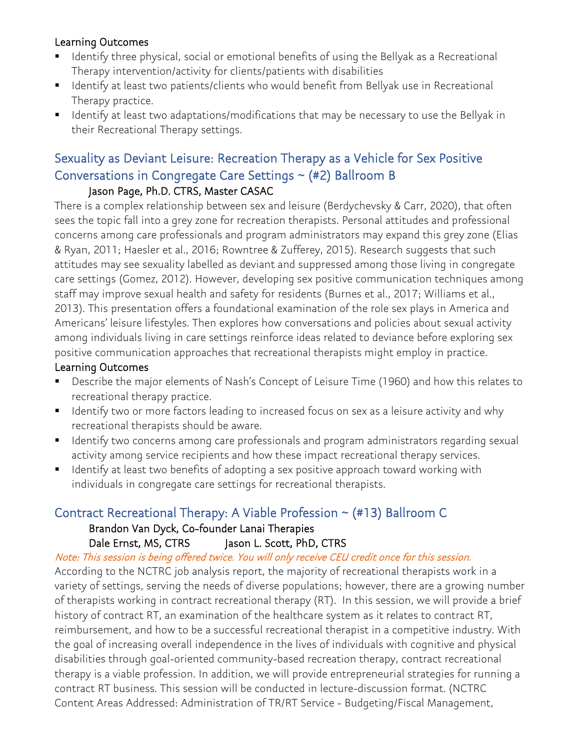### Learning Outcomes

- Identify three physical, social or emotional benefits of using the Bellyak as a Recreational Therapy intervention/activity for clients/patients with disabilities
- Identify at least two patients/clients who would benefit from Bellyak use in Recreational Therapy practice.
- Identify at least two adaptations/modifications that may be necessary to use the Bellyak in their Recreational Therapy settings.

## Sexuality as Deviant Leisure: Recreation Therapy as a Vehicle for Sex Positive Conversations in Congregate Care Settings ~ (#2) Ballroom B

Jason Page, Ph.D. CTRS, Master CASAC

There is a complex relationship between sex and leisure (Berdychevsky & Carr, 2020), that often sees the topic fall into a grey zone for recreation therapists. Personal attitudes and professional concerns among care professionals and program administrators may expand this grey zone (Elias & Ryan, 2011; Haesler et al., 2016; Rowntree & Zufferey, 2015). Research suggests that such attitudes may see sexuality labelled as deviant and suppressed among those living in congregate care settings (Gomez, 2012). However, developing sex positive communication techniques among staff may improve sexual health and safety for residents (Burnes et al., 2017; Williams et al., 2013). This presentation offers a foundational examination of the role sex plays in America and Americans' leisure lifestyles. Then explores how conversations and policies about sexual activity among individuals living in care settings reinforce ideas related to deviance before exploring sex positive communication approaches that recreational therapists might employ in practice.

### Learning Outcomes

- Describe the major elements of Nash's Concept of Leisure Time (1960) and how this relates to recreational therapy practice.
- Identify two or more factors leading to increased focus on sex as a leisure activity and why recreational therapists should be aware.
- Identify two concerns among care professionals and program administrators regarding sexual activity among service recipients and how these impact recreational therapy services.
- Identify at least two benefits of adopting a sex positive approach toward working with individuals in congregate care settings for recreational therapists.

## Contract Recreational Therapy: A Viable Profession ~ (#13) Ballroom C

Brandon Van Dyck, Co-founder Lanai Therapies
Dale Ernst, MS, CTRS    Jason L. Scott, PhD, CTRS

*Note: This session is being offered twice. You will only receive CEU credit once for this session.*

According to the NCTRC job analysis report, the majority of recreational therapists work in a variety of settings, serving the needs of diverse populations; however, there are a growing number of therapists working in contract recreational therapy (RT). In this session, we will provide a brief history of contract RT, an examination of the healthcare system as it relates to contract RT, reimbursement, and how to be a successful recreational therapist in a competitive industry. With the goal of increasing overall independence in the lives of individuals with cognitive and physical disabilities through goal-oriented community-based recreation therapy, contract recreational therapy is a viable profession. In addition, we will provide entrepreneurial strategies for running a contract RT business. This session will be conducted in lecture-discussion format. (NCTRC Content Areas Addressed: Administration of TR/RT Service - Budgeting/Fiscal Management,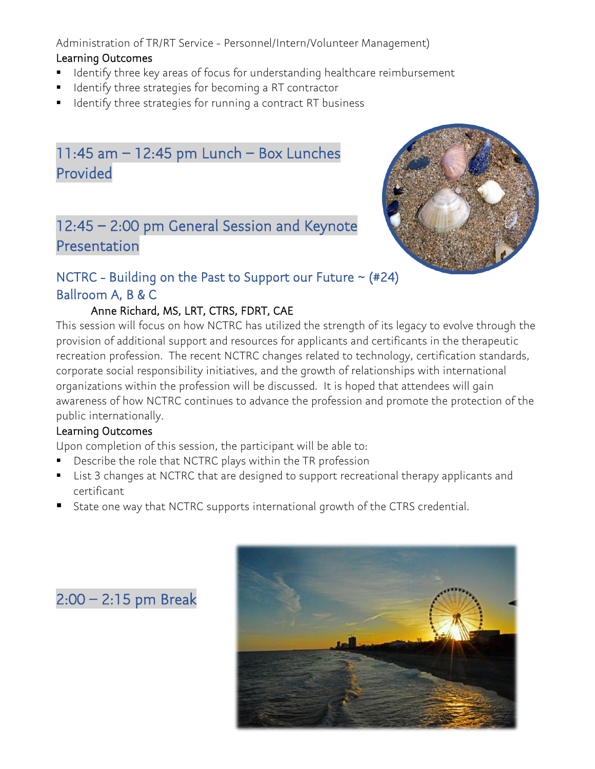Administration of TR/RT Service - Personnel/Intern/Volunteer Management)

Learning Outcomes

- Identify three key areas of focus for understanding healthcare reimbursement
- Identify three strategies for becoming a RT contractor
- Identify three strategies for running a contract RT business

## 11:45 am – 12:45 pm Lunch – Box Lunches Provided

## 12:45 – 2:00 pm General Session and Keynote Presentation

### NCTRC - Building on the Past to Support our Future ~ (#24)
### Ballroom A, B & C

Anne Richard, MS, LRT, CTRS, FDRT, CAE

This session will focus on how NCTRC has utilized the strength of its legacy to evolve through the provision of additional support and resources for applicants and certificants in the therapeutic recreation profession. The recent NCTRC changes related to technology, certification standards, corporate social responsibility initiatives, and the growth of relationships with international organizations within the profession will be discussed. It is hoped that attendees will gain awareness of how NCTRC continues to advance the profession and promote the protection of the public internationally.

Learning Outcomes

Upon completion of this session, the participant will be able to:

- Describe the role that NCTRC plays within the TR profession
- List 3 changes at NCTRC that are designed to support recreational therapy applicants and certificant
- State one way that NCTRC supports international growth of the CTRS credential.

## 2:00 – 2:15 pm Break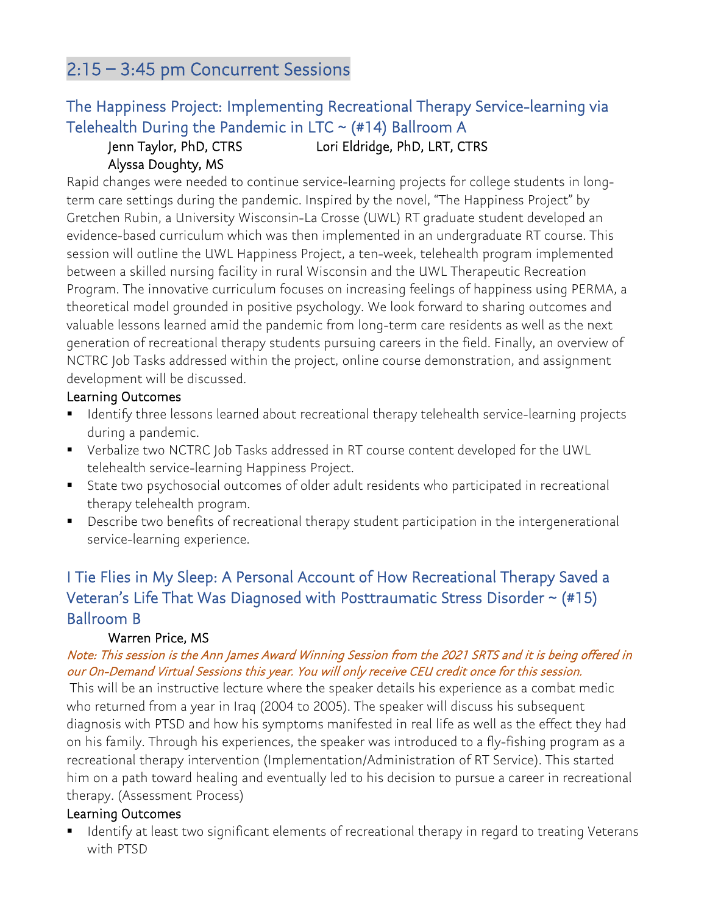## 2:15 – 3:45 pm Concurrent Sessions

### The Happiness Project: Implementing Recreational Therapy Service-learning via Telehealth During the Pandemic in LTC ~ (#14) Ballroom A

Jenn Taylor, PhD, CTRS
Lori Eldridge, PhD, LRT, CTRS
Alyssa Doughty, MS

Rapid changes were needed to continue service-learning projects for college students in long-term care settings during the pandemic. Inspired by the novel, "The Happiness Project" by Gretchen Rubin, a University Wisconsin-La Crosse (UWL) RT graduate student developed an evidence-based curriculum which was then implemented in an undergraduate RT course. This session will outline the UWL Happiness Project, a ten-week, telehealth program implemented between a skilled nursing facility in rural Wisconsin and the UWL Therapeutic Recreation Program. The innovative curriculum focuses on increasing feelings of happiness using PERMA, a theoretical model grounded in positive psychology. We look forward to sharing outcomes and valuable lessons learned amid the pandemic from long-term care residents as well as the next generation of recreational therapy students pursuing careers in the field. Finally, an overview of NCTRC Job Tasks addressed within the project, online course demonstration, and assignment development will be discussed.

Learning Outcomes

- Identify three lessons learned about recreational therapy telehealth service-learning projects during a pandemic.
- Verbalize two NCTRC Job Tasks addressed in RT course content developed for the UWL telehealth service-learning Happiness Project.
- State two psychosocial outcomes of older adult residents who participated in recreational therapy telehealth program.
- Describe two benefits of recreational therapy student participation in the intergenerational service-learning experience.

### I Tie Flies in My Sleep: A Personal Account of How Recreational Therapy Saved a Veteran's Life That Was Diagnosed with Posttraumatic Stress Disorder ~ (#15) Ballroom B

Warren Price, MS

*Note: This session is the Ann James Award Winning Session from the 2021 SRTS and it is being offered in our On-Demand Virtual Sessions this year. You will only receive CEU credit once for this session.*

This will be an instructive lecture where the speaker details his experience as a combat medic who returned from a year in Iraq (2004 to 2005). The speaker will discuss his subsequent diagnosis with PTSD and how his symptoms manifested in real life as well as the effect they had on his family. Through his experiences, the speaker was introduced to a fly-fishing program as a recreational therapy intervention (Implementation/Administration of RT Service). This started him on a path toward healing and eventually led to his decision to pursue a career in recreational therapy. (Assessment Process)

Learning Outcomes

- Identify at least two significant elements of recreational therapy in regard to treating Veterans with PTSD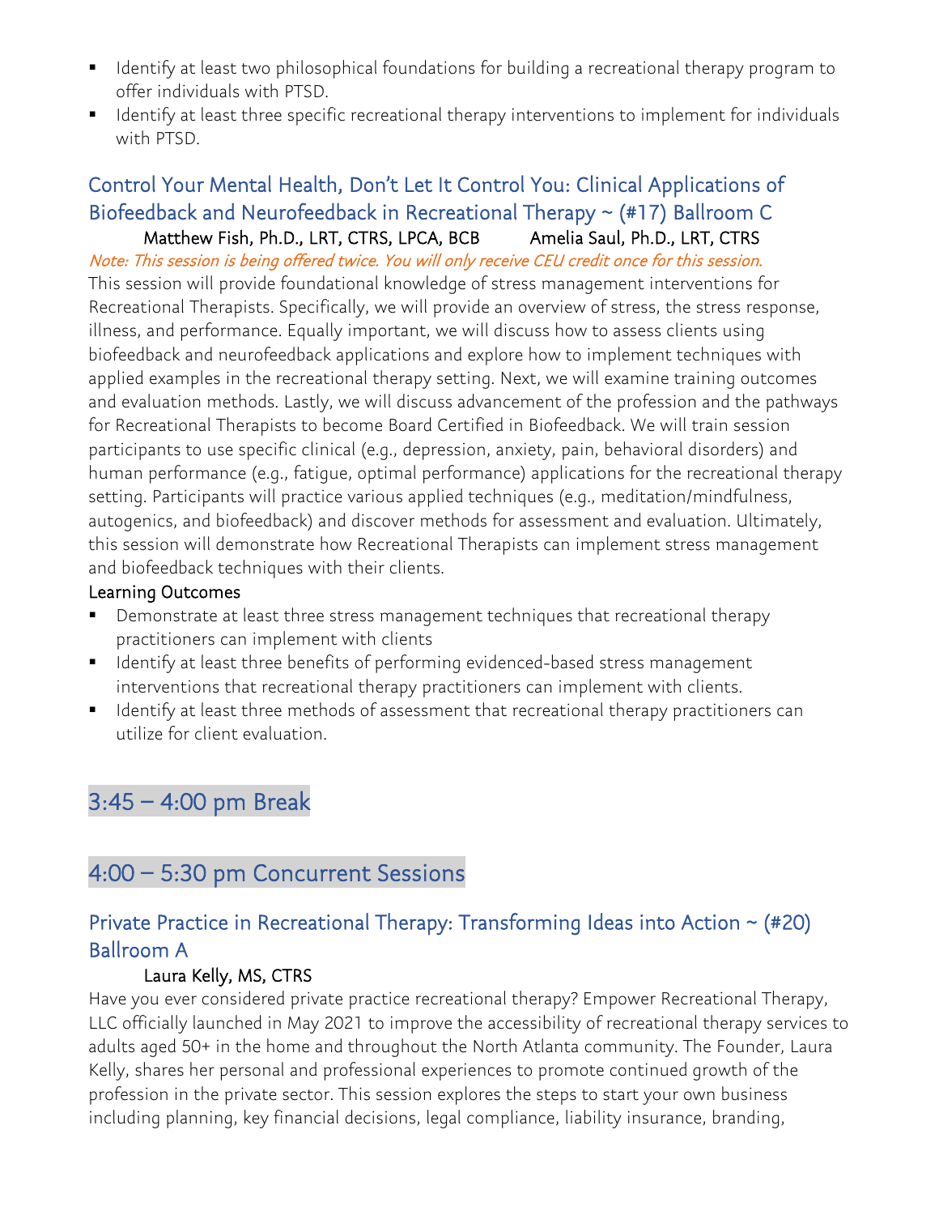- Identify at least two philosophical foundations for building a recreational therapy program to offer individuals with PTSD.
- Identify at least three specific recreational therapy interventions to implement for individuals with PTSD.

### Control Your Mental Health, Don't Let It Control You: Clinical Applications of Biofeedback and Neurofeedback in Recreational Therapy ~ (#17) Ballroom C

Matthew Fish, Ph.D., LRT, CTRS, LPCA, BCB Amelia Saul, Ph.D., LRT, CTRS

*Note: This session is being offered twice. You will only receive CEU credit once for this session.*

This session will provide foundational knowledge of stress management interventions for Recreational Therapists. Specifically, we will provide an overview of stress, the stress response, illness, and performance. Equally important, we will discuss how to assess clients using biofeedback and neurofeedback applications and explore how to implement techniques with applied examples in the recreational therapy setting. Next, we will examine training outcomes and evaluation methods. Lastly, we will discuss advancement of the profession and the pathways for Recreational Therapists to become Board Certified in Biofeedback. We will train session participants to use specific clinical (e.g., depression, anxiety, pain, behavioral disorders) and human performance (e.g., fatigue, optimal performance) applications for the recreational therapy setting. Participants will practice various applied techniques (e.g., meditation/mindfulness, autogenics, and biofeedback) and discover methods for assessment and evaluation. Ultimately, this session will demonstrate how Recreational Therapists can implement stress management and biofeedback techniques with their clients.

Learning Outcomes

- Demonstrate at least three stress management techniques that recreational therapy practitioners can implement with clients
- Identify at least three benefits of performing evidenced-based stress management interventions that recreational therapy practitioners can implement with clients.
- Identify at least three methods of assessment that recreational therapy practitioners can utilize for client evaluation.

## 3:45 – 4:00 pm Break

## 4:00 – 5:30 pm Concurrent Sessions

### Private Practice in Recreational Therapy: Transforming Ideas into Action ~ (#20) Ballroom A

Laura Kelly, MS, CTRS

Have you ever considered private practice recreational therapy? Empower Recreational Therapy, LLC officially launched in May 2021 to improve the accessibility of recreational therapy services to adults aged 50+ in the home and throughout the North Atlanta community. The Founder, Laura Kelly, shares her personal and professional experiences to promote continued growth of the profession in the private sector. This session explores the steps to start your own business including planning, key financial decisions, legal compliance, liability insurance, branding,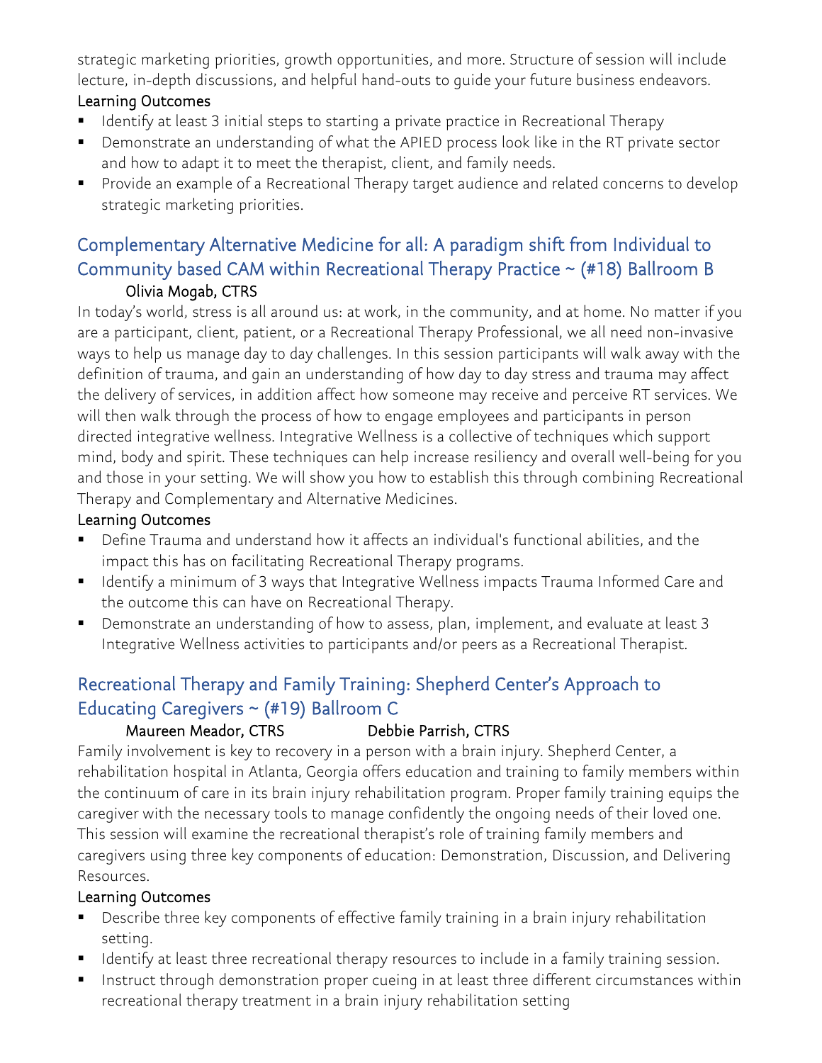strategic marketing priorities, growth opportunities, and more. Structure of session will include lecture, in-depth discussions, and helpful hand-outs to guide your future business endeavors.

#### Learning Outcomes

- Identify at least 3 initial steps to starting a private practice in Recreational Therapy
- Demonstrate an understanding of what the APIED process look like in the RT private sector and how to adapt it to meet the therapist, client, and family needs.
- Provide an example of a Recreational Therapy target audience and related concerns to develop strategic marketing priorities.

## Complementary Alternative Medicine for all: A paradigm shift from Individual to Community based CAM within Recreational Therapy Practice ~ (#18) Ballroom B

Olivia Mogab, CTRS

In today's world, stress is all around us: at work, in the community, and at home. No matter if you are a participant, client, patient, or a Recreational Therapy Professional, we all need non-invasive ways to help us manage day to day challenges. In this session participants will walk away with the definition of trauma, and gain an understanding of how day to day stress and trauma may affect the delivery of services, in addition affect how someone may receive and perceive RT services. We will then walk through the process of how to engage employees and participants in person directed integrative wellness. Integrative Wellness is a collective of techniques which support mind, body and spirit. These techniques can help increase resiliency and overall well-being for you and those in your setting. We will show you how to establish this through combining Recreational Therapy and Complementary and Alternative Medicines.

#### Learning Outcomes

- Define Trauma and understand how it affects an individual's functional abilities, and the impact this has on facilitating Recreational Therapy programs.
- Identify a minimum of 3 ways that Integrative Wellness impacts Trauma Informed Care and the outcome this can have on Recreational Therapy.
- Demonstrate an understanding of how to assess, plan, implement, and evaluate at least 3 Integrative Wellness activities to participants and/or peers as a Recreational Therapist.

## Recreational Therapy and Family Training: Shepherd Center's Approach to Educating Caregivers ~ (#19) Ballroom C

Maureen Meador, CTRS Debbie Parrish, CTRS

Family involvement is key to recovery in a person with a brain injury. Shepherd Center, a rehabilitation hospital in Atlanta, Georgia offers education and training to family members within the continuum of care in its brain injury rehabilitation program. Proper family training equips the caregiver with the necessary tools to manage confidently the ongoing needs of their loved one. This session will examine the recreational therapist's role of training family members and caregivers using three key components of education: Demonstration, Discussion, and Delivering Resources.

#### Learning Outcomes

- Describe three key components of effective family training in a brain injury rehabilitation setting.
- Identify at least three recreational therapy resources to include in a family training session.
- Instruct through demonstration proper cueing in at least three different circumstances within recreational therapy treatment in a brain injury rehabilitation setting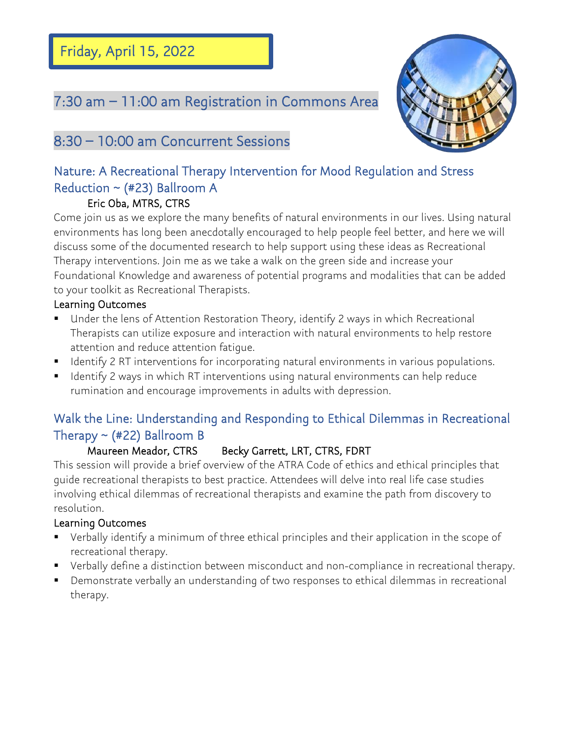# Friday, April 15, 2022

## 7:30 am – 11:00 am Registration in Commons Area

## 8:30 – 10:00 am Concurrent Sessions

### Nature: A Recreational Therapy Intervention for Mood Regulation and Stress Reduction ~ (#23) Ballroom A

Eric Oba, MTRS, CTRS

Come join us as we explore the many benefits of natural environments in our lives. Using natural environments has long been anecdotally encouraged to help people feel better, and here we will discuss some of the documented research to help support using these ideas as Recreational Therapy interventions. Join me as we take a walk on the green side and increase your Foundational Knowledge and awareness of potential programs and modalities that can be added to your toolkit as Recreational Therapists.

Learning Outcomes

- Under the lens of Attention Restoration Theory, identify 2 ways in which Recreational Therapists can utilize exposure and interaction with natural environments to help restore attention and reduce attention fatigue.
- Identify 2 RT interventions for incorporating natural environments in various populations.
- Identify 2 ways in which RT interventions using natural environments can help reduce rumination and encourage improvements in adults with depression.

### Walk the Line: Understanding and Responding to Ethical Dilemmas in Recreational Therapy ~ (#22) Ballroom B

Maureen Meador, CTRS    Becky Garrett, LRT, CTRS, FDRT

This session will provide a brief overview of the ATRA Code of ethics and ethical principles that guide recreational therapists to best practice. Attendees will delve into real life case studies involving ethical dilemmas of recreational therapists and examine the path from discovery to resolution.

Learning Outcomes

- Verbally identify a minimum of three ethical principles and their application in the scope of recreational therapy.
- Verbally define a distinction between misconduct and non-compliance in recreational therapy.
- Demonstrate verbally an understanding of two responses to ethical dilemmas in recreational therapy.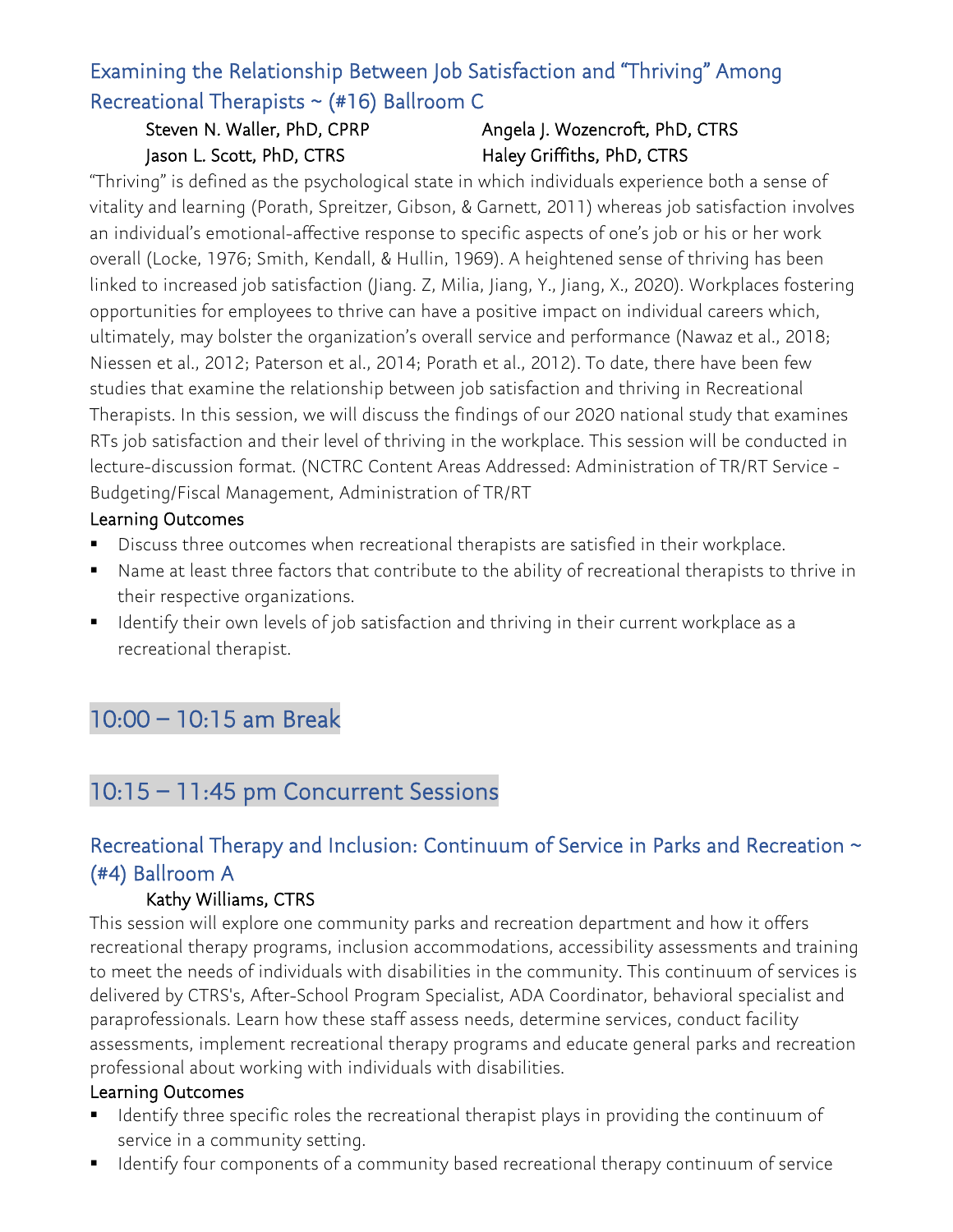### Examining the Relationship Between Job Satisfaction and “Thriving” Among Recreational Therapists ~ (#16) Ballroom C

Steven N. Waller, PhD, CPRP
Angela J. Wozencroft, PhD, CTRS
Jason L. Scott, PhD, CTRS
Haley Griffiths, PhD, CTRS

“Thriving” is defined as the psychological state in which individuals experience both a sense of vitality and learning (Porath, Spreitzer, Gibson, & Garnett, 2011) whereas job satisfaction involves an individual’s emotional-affective response to specific aspects of one’s job or his or her work overall (Locke, 1976; Smith, Kendall, & Hullin, 1969). A heightened sense of thriving has been linked to increased job satisfaction (Jiang. Z, Milia, Jiang, Y., Jiang, X., 2020). Workplaces fostering opportunities for employees to thrive can have a positive impact on individual careers which, ultimately, may bolster the organization’s overall service and performance (Nawaz et al., 2018; Niessen et al., 2012; Paterson et al., 2014; Porath et al., 2012). To date, there have been few studies that examine the relationship between job satisfaction and thriving in Recreational Therapists. In this session, we will discuss the findings of our 2020 national study that examines RTs job satisfaction and their level of thriving in the workplace. This session will be conducted in lecture-discussion format. (NCTRC Content Areas Addressed: Administration of TR/RT Service - Budgeting/Fiscal Management, Administration of TR/RT

**Learning Outcomes**

- Discuss three outcomes when recreational therapists are satisfied in their workplace.
- Name at least three factors that contribute to the ability of recreational therapists to thrive in their respective organizations.
- Identify their own levels of job satisfaction and thriving in their current workplace as a recreational therapist.

## 10:00 – 10:15 am Break

## 10:15 – 11:45 pm Concurrent Sessions

### Recreational Therapy and Inclusion: Continuum of Service in Parks and Recreation ~ (#4) Ballroom A

Kathy Williams, CTRS

This session will explore one community parks and recreation department and how it offers recreational therapy programs, inclusion accommodations, accessibility assessments and training to meet the needs of individuals with disabilities in the community. This continuum of services is delivered by CTRS's, After-School Program Specialist, ADA Coordinator, behavioral specialist and paraprofessionals. Learn how these staff assess needs, determine services, conduct facility assessments, implement recreational therapy programs and educate general parks and recreation professional about working with individuals with disabilities.

**Learning Outcomes**

- Identify three specific roles the recreational therapist plays in providing the continuum of service in a community setting.
- Identify four components of a community based recreational therapy continuum of service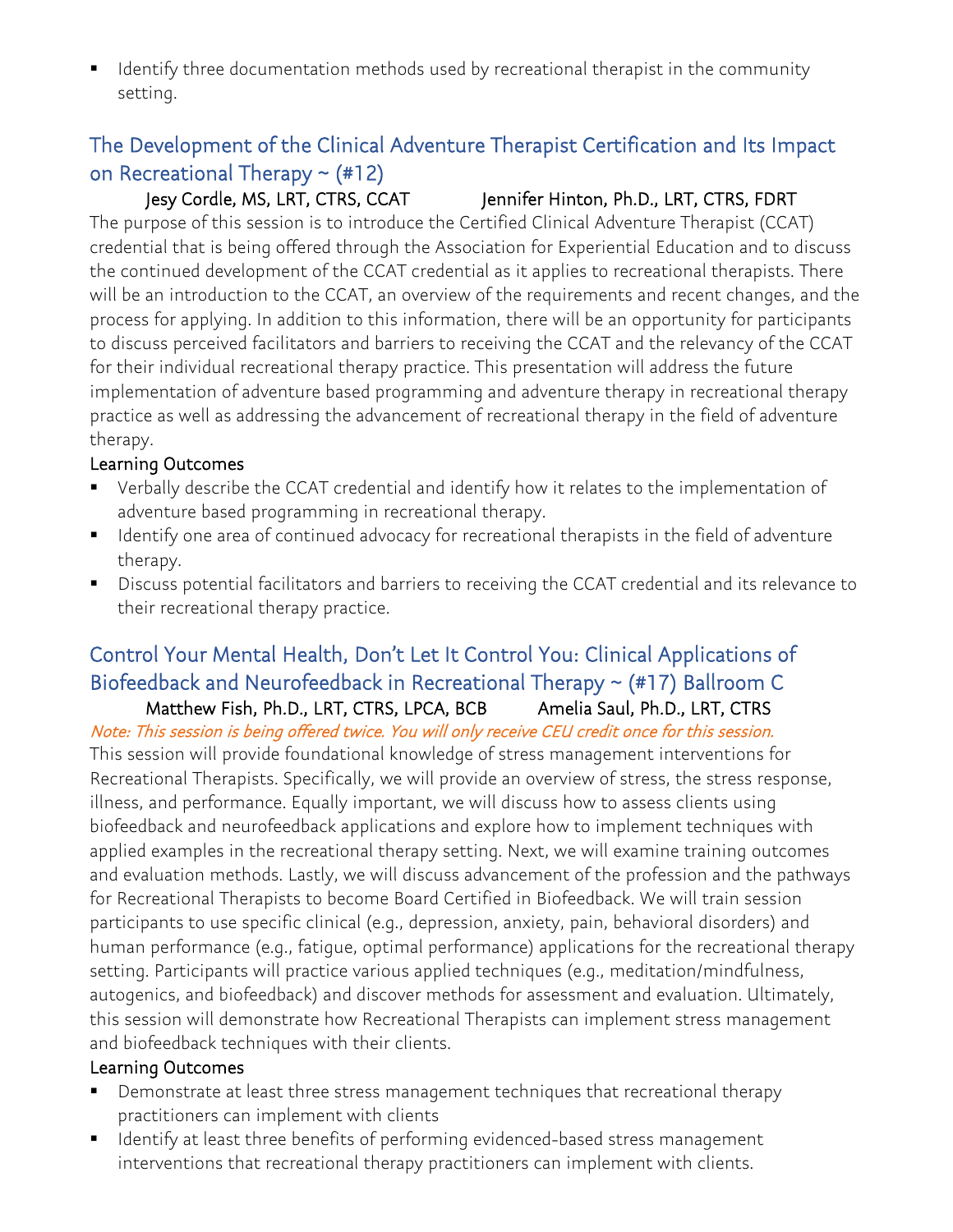- Identify three documentation methods used by recreational therapist in the community setting.

## The Development of the Clinical Adventure Therapist Certification and Its Impact on Recreational Therapy ~ (#12)

Jesy Cordle, MS, LRT, CTRS, CCAT Jennifer Hinton, Ph.D., LRT, CTRS, FDRT

The purpose of this session is to introduce the Certified Clinical Adventure Therapist (CCAT) credential that is being offered through the Association for Experiential Education and to discuss the continued development of the CCAT credential as it applies to recreational therapists. There will be an introduction to the CCAT, an overview of the requirements and recent changes, and the process for applying. In addition to this information, there will be an opportunity for participants to discuss perceived facilitators and barriers to receiving the CCAT and the relevancy of the CCAT for their individual recreational therapy practice. This presentation will address the future implementation of adventure based programming and adventure therapy in recreational therapy practice as well as addressing the advancement of recreational therapy in the field of adventure therapy.

### Learning Outcomes

- Verbally describe the CCAT credential and identify how it relates to the implementation of adventure based programming in recreational therapy.
- Identify one area of continued advocacy for recreational therapists in the field of adventure therapy.
- Discuss potential facilitators and barriers to receiving the CCAT credential and its relevance to their recreational therapy practice.

## Control Your Mental Health, Don't Let It Control You: Clinical Applications of Biofeedback and Neurofeedback in Recreational Therapy ~ (#17) Ballroom C

Matthew Fish, Ph.D., LRT, CTRS, LPCA, BCB Amelia Saul, Ph.D., LRT, CTRS

*Note: This session is being offered twice. You will only receive CEU credit once for this session.*

This session will provide foundational knowledge of stress management interventions for Recreational Therapists. Specifically, we will provide an overview of stress, the stress response, illness, and performance. Equally important, we will discuss how to assess clients using biofeedback and neurofeedback applications and explore how to implement techniques with applied examples in the recreational therapy setting. Next, we will examine training outcomes and evaluation methods. Lastly, we will discuss advancement of the profession and the pathways for Recreational Therapists to become Board Certified in Biofeedback. We will train session participants to use specific clinical (e.g., depression, anxiety, pain, behavioral disorders) and human performance (e.g., fatigue, optimal performance) applications for the recreational therapy setting. Participants will practice various applied techniques (e.g., meditation/mindfulness, autogenics, and biofeedback) and discover methods for assessment and evaluation. Ultimately, this session will demonstrate how Recreational Therapists can implement stress management and biofeedback techniques with their clients.

### Learning Outcomes

- Demonstrate at least three stress management techniques that recreational therapy practitioners can implement with clients
- Identify at least three benefits of performing evidenced-based stress management interventions that recreational therapy practitioners can implement with clients.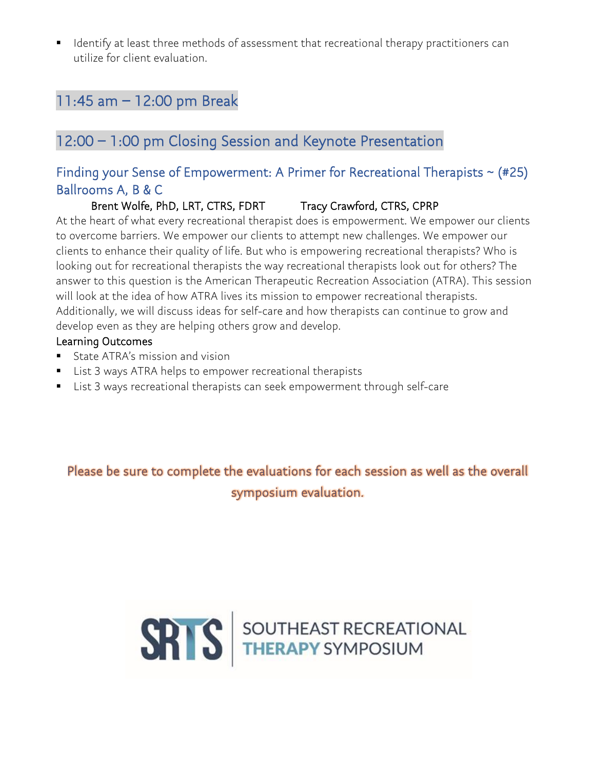- Identify at least three methods of assessment that recreational therapy practitioners can utilize for client evaluation.

## 11:45 am – 12:00 pm Break

## 12:00 – 1:00 pm Closing Session and Keynote Presentation

### Finding your Sense of Empowerment: A Primer for Recreational Therapists ~ (#25) Ballrooms A, B & C

Brent Wolfe, PhD, LRT, CTRS, FDRT Tracy Crawford, CTRS, CPRP

At the heart of what every recreational therapist does is empowerment. We empower our clients to overcome barriers. We empower our clients to attempt new challenges. We empower our clients to enhance their quality of life. But who is empowering recreational therapists? Who is looking out for recreational therapists the way recreational therapists look out for others? The answer to this question is the American Therapeutic Recreation Association (ATRA). This session will look at the idea of how ATRA lives its mission to empower recreational therapists. Additionally, we will discuss ideas for self-care and how therapists can continue to grow and develop even as they are helping others grow and develop.

Learning Outcomes

- State ATRA's mission and vision
- List 3 ways ATRA helps to empower recreational therapists
- List 3 ways recreational therapists can seek empowerment through self-care

Please be sure to complete the evaluations for each session as well as the overall symposium evaluation.

SRTS | SOUTHEAST RECREATIONAL THERAPY SYMPOSIUM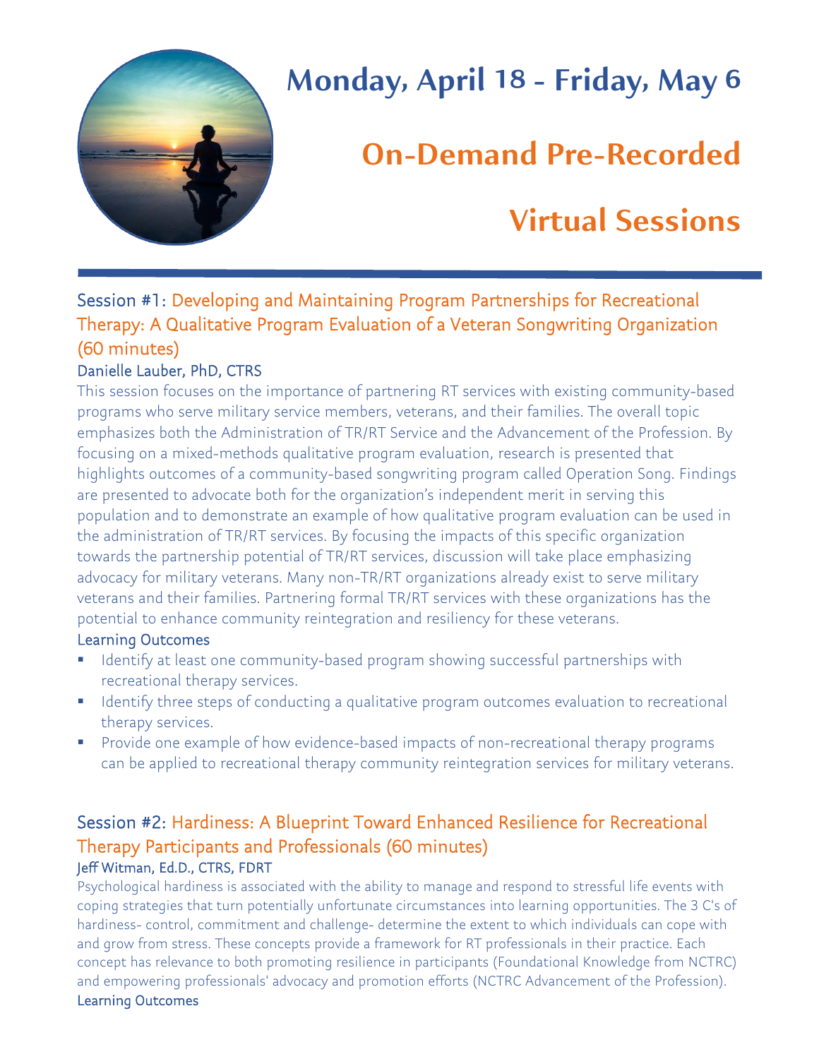# Monday, April 18 - Friday, May 6

# On-Demand Pre-Recorded Virtual Sessions

### Session #1: Developing and Maintaining Program Partnerships for Recreational Therapy: A Qualitative Program Evaluation of a Veteran Songwriting Organization (60 minutes)

#### Danielle Lauber, PhD, CTRS

This session focuses on the importance of partnering RT services with existing community-based programs who serve military service members, veterans, and their families. The overall topic emphasizes both the Administration of TR/RT Service and the Advancement of the Profession. By focusing on a mixed-methods qualitative program evaluation, research is presented that highlights outcomes of a community-based songwriting program called Operation Song. Findings are presented to advocate both for the organization's independent merit in serving this population and to demonstrate an example of how qualitative program evaluation can be used in the administration of TR/RT services. By focusing the impacts of this specific organization towards the partnership potential of TR/RT services, discussion will take place emphasizing advocacy for military veterans. Many non-TR/RT organizations already exist to serve military veterans and their families. Partnering formal TR/RT services with these organizations has the potential to enhance community reintegration and resiliency for these veterans.

#### Learning Outcomes

- Identify at least one community-based program showing successful partnerships with recreational therapy services.
- Identify three steps of conducting a qualitative program outcomes evaluation to recreational therapy services.
- Provide one example of how evidence-based impacts of non-recreational therapy programs can be applied to recreational therapy community reintegration services for military veterans.

### Session #2: Hardiness: A Blueprint Toward Enhanced Resilience for Recreational Therapy Participants and Professionals (60 minutes)

#### Jeff Witman, Ed.D., CTRS, FDRT

Psychological hardiness is associated with the ability to manage and respond to stressful life events with coping strategies that turn potentially unfortunate circumstances into learning opportunities. The 3 C's of hardiness- control, commitment and challenge- determine the extent to which individuals can cope with and grow from stress. These concepts provide a framework for RT professionals in their practice. Each concept has relevance to both promoting resilience in participants (Foundational Knowledge from NCTRC) and empowering professionals' advocacy and promotion efforts (NCTRC Advancement of the Profession).

#### Learning Outcomes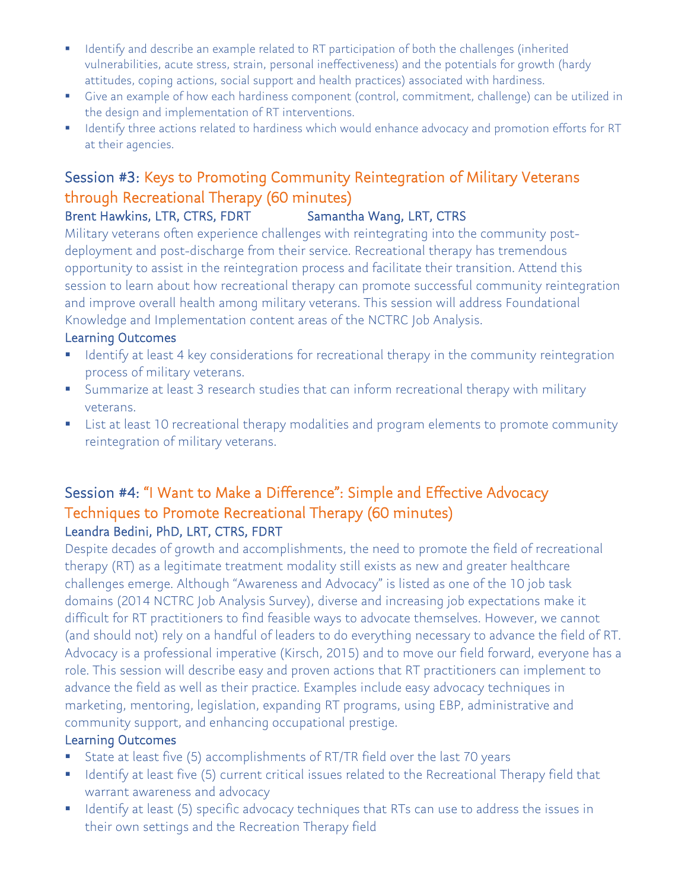- Identify and describe an example related to RT participation of both the challenges (inherited vulnerabilities, acute stress, strain, personal ineffectiveness) and the potentials for growth (hardy attitudes, coping actions, social support and health practices) associated with hardiness.
- Give an example of how each hardiness component (control, commitment, challenge) can be utilized in the design and implementation of RT interventions.
- Identify three actions related to hardiness which would enhance advocacy and promotion efforts for RT at their agencies.

## Session #3: Keys to Promoting Community Reintegration of Military Veterans through Recreational Therapy (60 minutes)

**Brent Hawkins, LTR, CTRS, FDRT** **Samantha Wang, LRT, CTRS**

Military veterans often experience challenges with reintegrating into the community post-deployment and post-discharge from their service. Recreational therapy has tremendous opportunity to assist in the reintegration process and facilitate their transition. Attend this session to learn about how recreational therapy can promote successful community reintegration and improve overall health among military veterans. This session will address Foundational Knowledge and Implementation content areas of the NCTRC Job Analysis.

**Learning Outcomes**

- Identify at least 4 key considerations for recreational therapy in the community reintegration process of military veterans.
- Summarize at least 3 research studies that can inform recreational therapy with military veterans.
- List at least 10 recreational therapy modalities and program elements to promote community reintegration of military veterans.

## Session #4: "I Want to Make a Difference": Simple and Effective Advocacy Techniques to Promote Recreational Therapy (60 minutes)

**Leandra Bedini, PhD, LRT, CTRS, FDRT**

Despite decades of growth and accomplishments, the need to promote the field of recreational therapy (RT) as a legitimate treatment modality still exists as new and greater healthcare challenges emerge. Although "Awareness and Advocacy" is listed as one of the 10 job task domains (2014 NCTRC Job Analysis Survey), diverse and increasing job expectations make it difficult for RT practitioners to find feasible ways to advocate themselves. However, we cannot (and should not) rely on a handful of leaders to do everything necessary to advance the field of RT. Advocacy is a professional imperative (Kirsch, 2015) and to move our field forward, everyone has a role. This session will describe easy and proven actions that RT practitioners can implement to advance the field as well as their practice. Examples include easy advocacy techniques in marketing, mentoring, legislation, expanding RT programs, using EBP, administrative and community support, and enhancing occupational prestige.

**Learning Outcomes**

- State at least five (5) accomplishments of RT/TR field over the last 70 years
- Identify at least five (5) current critical issues related to the Recreational Therapy field that warrant awareness and advocacy
- Identify at least (5) specific advocacy techniques that RTs can use to address the issues in their own settings and the Recreation Therapy field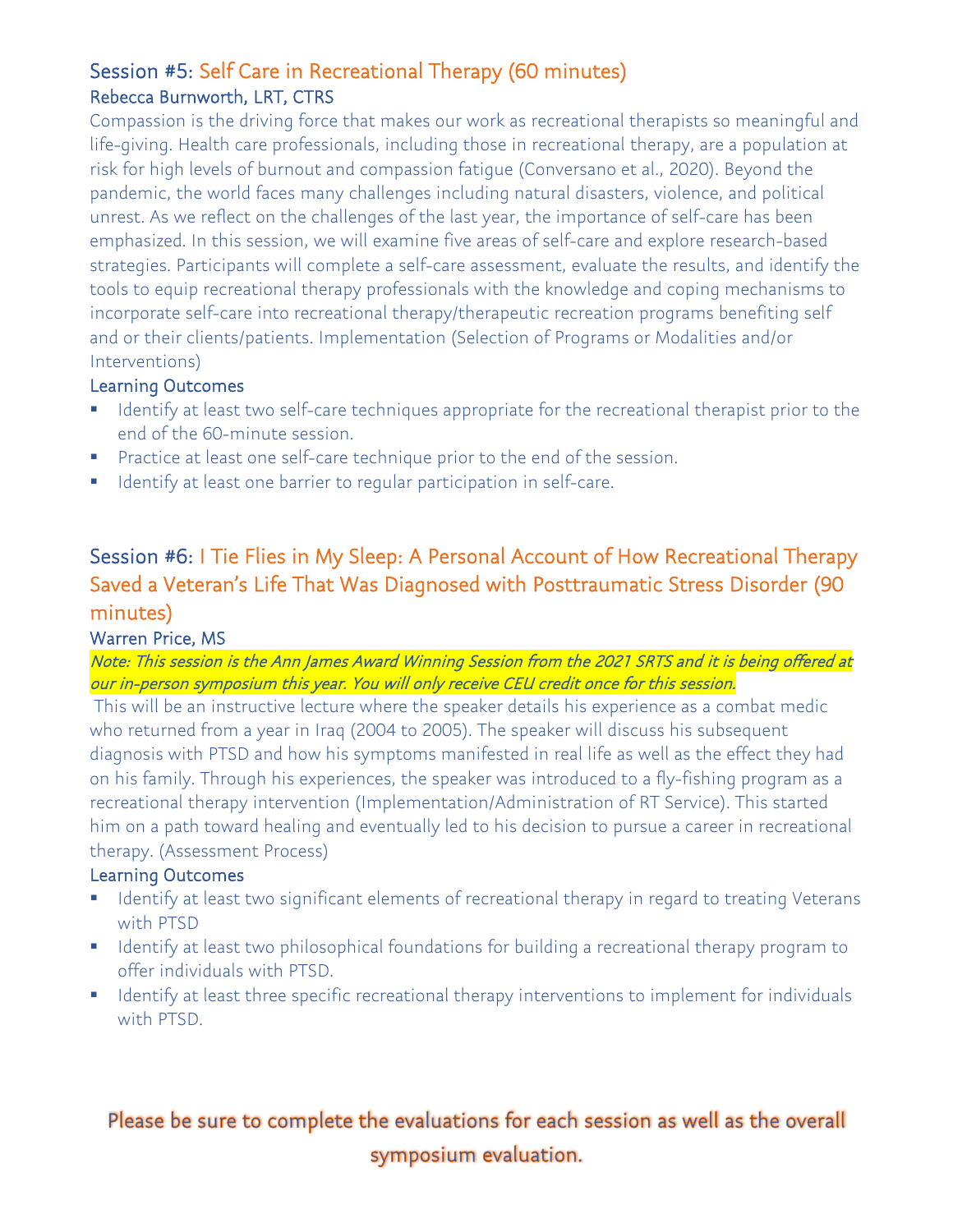## Session #5: Self Care in Recreational Therapy (60 minutes)

### Rebecca Burnworth, LRT, CTRS

Compassion is the driving force that makes our work as recreational therapists so meaningful and life-giving. Health care professionals, including those in recreational therapy, are a population at risk for high levels of burnout and compassion fatigue (Conversano et al., 2020). Beyond the pandemic, the world faces many challenges including natural disasters, violence, and political unrest. As we reflect on the challenges of the last year, the importance of self-care has been emphasized. In this session, we will examine five areas of self-care and explore research-based strategies. Participants will complete a self-care assessment, evaluate the results, and identify the tools to equip recreational therapy professionals with the knowledge and coping mechanisms to incorporate self-care into recreational therapy/therapeutic recreation programs benefiting self and or their clients/patients. Implementation (Selection of Programs or Modalities and/or Interventions)

### Learning Outcomes

- Identify at least two self-care techniques appropriate for the recreational therapist prior to the end of the 60-minute session.
- Practice at least one self-care technique prior to the end of the session.
- Identify at least one barrier to regular participation in self-care.

## Session #6: I Tie Flies in My Sleep: A Personal Account of How Recreational Therapy Saved a Veteran's Life That Was Diagnosed with Posttraumatic Stress Disorder (90 minutes)

### Warren Price, MS

*Note: This session is the Ann James Award Winning Session from the 2021 SRTS and it is being offered at our in-person symposium this year. You will only receive CEU credit once for this session.*

This will be an instructive lecture where the speaker details his experience as a combat medic who returned from a year in Iraq (2004 to 2005). The speaker will discuss his subsequent diagnosis with PTSD and how his symptoms manifested in real life as well as the effect they had on his family. Through his experiences, the speaker was introduced to a fly-fishing program as a recreational therapy intervention (Implementation/Administration of RT Service). This started him on a path toward healing and eventually led to his decision to pursue a career in recreational therapy. (Assessment Process)

### Learning Outcomes

- Identify at least two significant elements of recreational therapy in regard to treating Veterans with PTSD
- Identify at least two philosophical foundations for building a recreational therapy program to offer individuals with PTSD.
- Identify at least three specific recreational therapy interventions to implement for individuals with PTSD.

**Please be sure to complete the evaluations for each session as well as the overall symposium evaluation.**